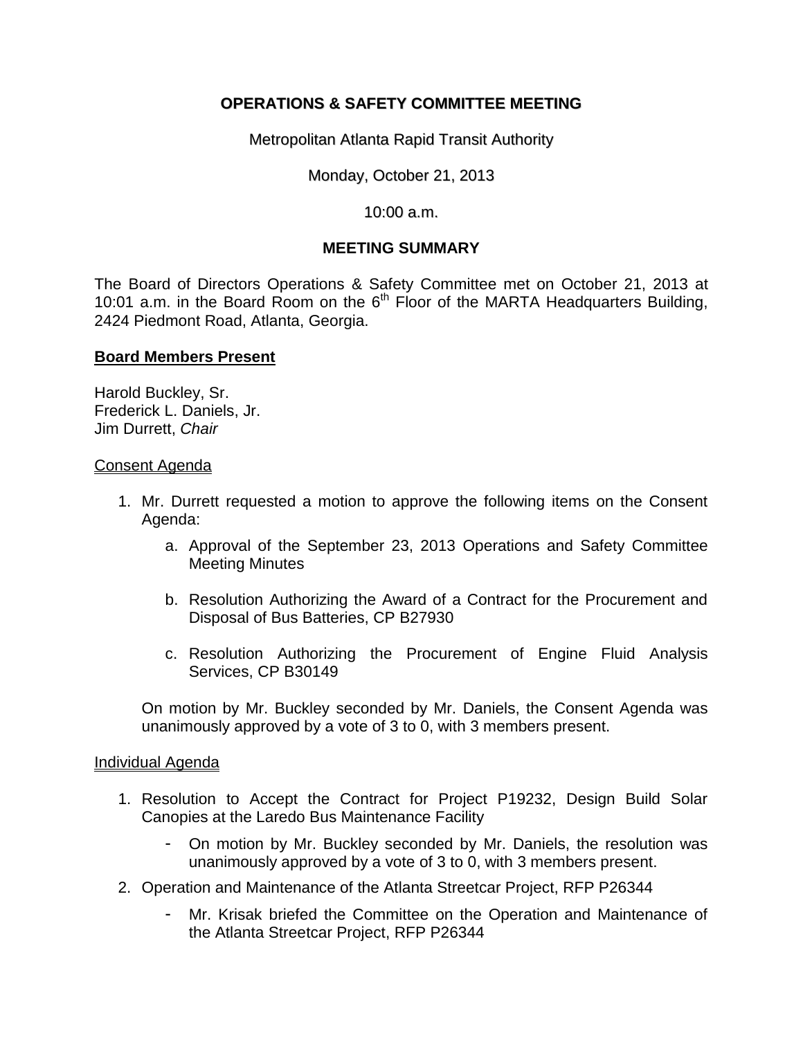**OPERATIONS & SAFETY COMMITTEE MEETING**

Metropolitan Atlanta Rapid Transit Authority

Monday, October 21, 2013

10:00 a.m.

**MEETING SUMMARY**

The Board of Directors Operations & Safety Committee met on October 21, 2013 at 10:01 a.m. in the Board Room on the 6th Floor of the MARTA Headquarters Building, 2424 Piedmont Road, Atlanta, Georgia.

**Board Members Present**

Harold Buckley, Sr.
Frederick L. Daniels, Jr.
Jim Durrett, *Chair*

Consent Agenda

1. Mr. Durrett requested a motion to approve the following items on the Consent Agenda:

    a. Approval of the September 23, 2013 Operations and Safety Committee Meeting Minutes

    b. Resolution Authorizing the Award of a Contract for the Procurement and Disposal of Bus Batteries, CP B27930

    c. Resolution Authorizing the Procurement of Engine Fluid Analysis Services, CP B30149

    On motion by Mr. Buckley seconded by Mr. Daniels, the Consent Agenda was unanimously approved by a vote of 3 to 0, with 3 members present.

Individual Agenda

1. Resolution to Accept the Contract for Project P19232, Design Build Solar Canopies at the Laredo Bus Maintenance Facility

    - On motion by Mr. Buckley seconded by Mr. Daniels, the resolution was unanimously approved by a vote of 3 to 0, with 3 members present.

2. Operation and Maintenance of the Atlanta Streetcar Project, RFP P26344

    - Mr. Krisak briefed the Committee on the Operation and Maintenance of the Atlanta Streetcar Project, RFP P26344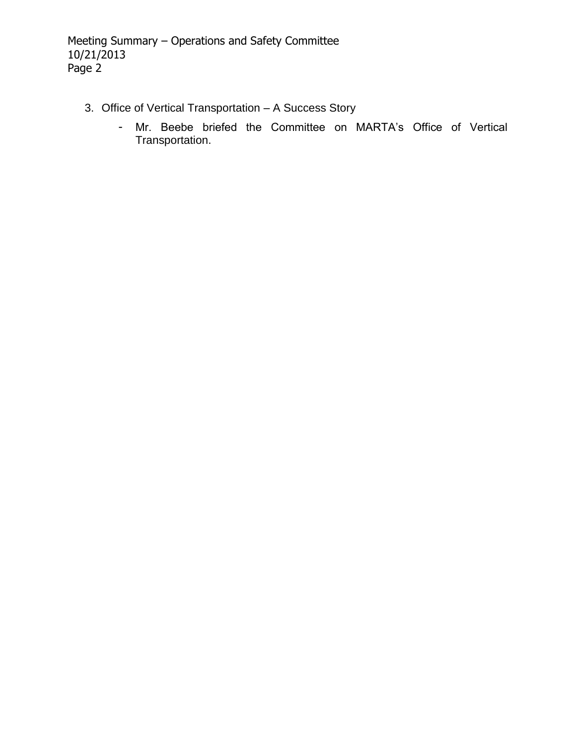3. Office of Vertical Transportation – A Success Story
   - Mr. Beebe briefed the Committee on MARTA's Office of Vertical Transportation.